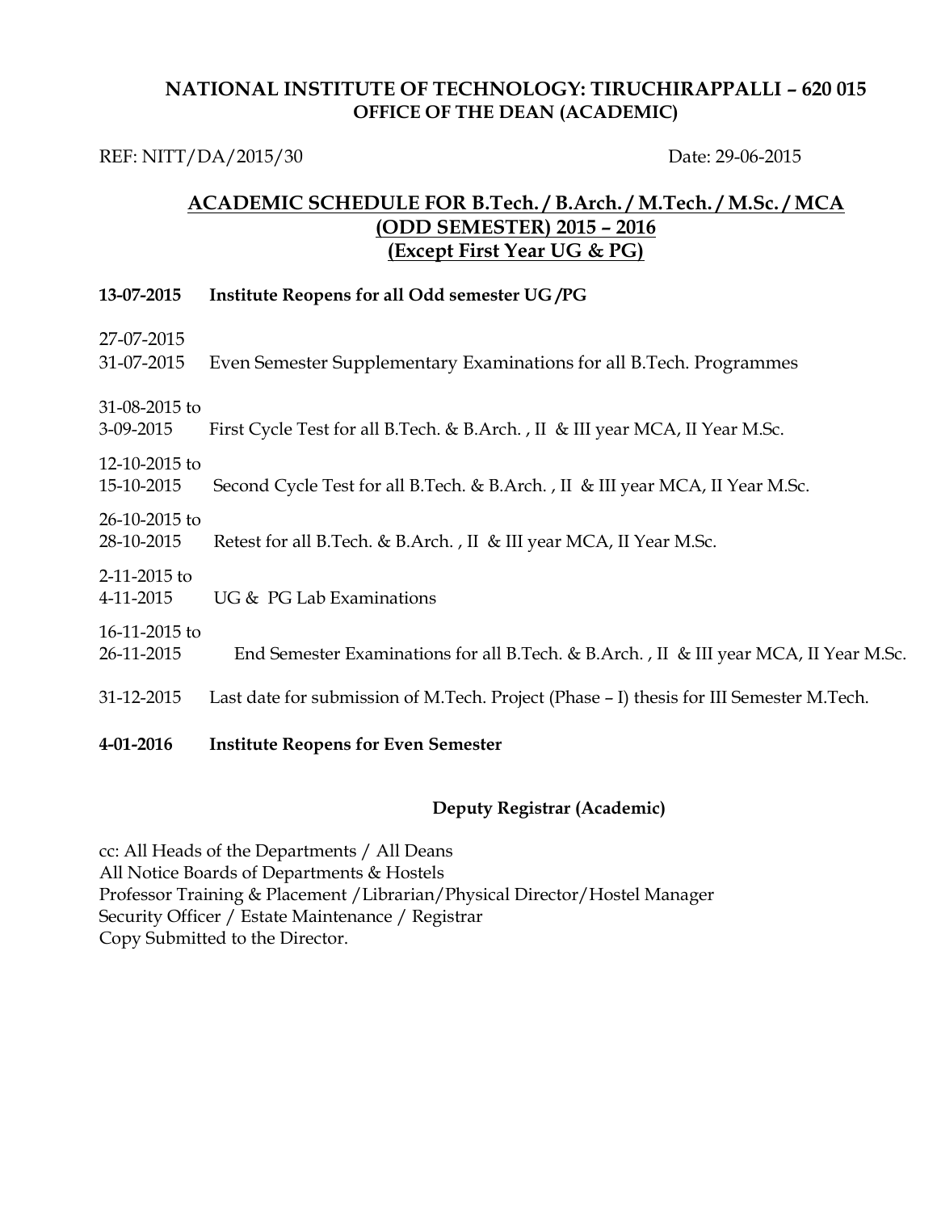**NATIONAL INSTITUTE OF TECHNOLOGY: TIRUCHIRAPPALLI – 620 015**
**OFFICE OF THE DEAN (ACADEMIC)**

REF: NITT/DA/2015/30 Date: 29-06-2015

## ACADEMIC SCHEDULE FOR B.Tech. / B.Arch. / M.Tech. / M.Sc. / MCA (ODD SEMESTER) 2015 – 2016 (Except First Year UG & PG)

**13-07-2015** **Institute Reopens for all Odd semester UG /PG**

27-07-2015
31-07-2015 Even Semester Supplementary Examinations for all B.Tech. Programmes

31-08-2015 to
3-09-2015 First Cycle Test for all B.Tech. & B.Arch. , II & III year MCA, II Year M.Sc.

12-10-2015 to
15-10-2015 Second Cycle Test for all B.Tech. & B.Arch. , II & III year MCA, II Year M.Sc.

26-10-2015 to
28-10-2015 Retest for all B.Tech. & B.Arch. , II & III year MCA, II Year M.Sc.

2-11-2015 to
4-11-2015 UG & PG Lab Examinations

16-11-2015 to
26-11-2015 End Semester Examinations for all B.Tech. & B.Arch. , II & III year MCA, II Year M.Sc.

31-12-2015 Last date for submission of M.Tech. Project (Phase – I) thesis for III Semester M.Tech.

**4-01-2016** **Institute Reopens for Even Semester**

**Deputy Registrar (Academic)**

cc: All Heads of the Departments / All Deans
All Notice Boards of Departments & Hostels
Professor Training & Placement /Librarian/Physical Director/Hostel Manager
Security Officer / Estate Maintenance / Registrar
Copy Submitted to the Director.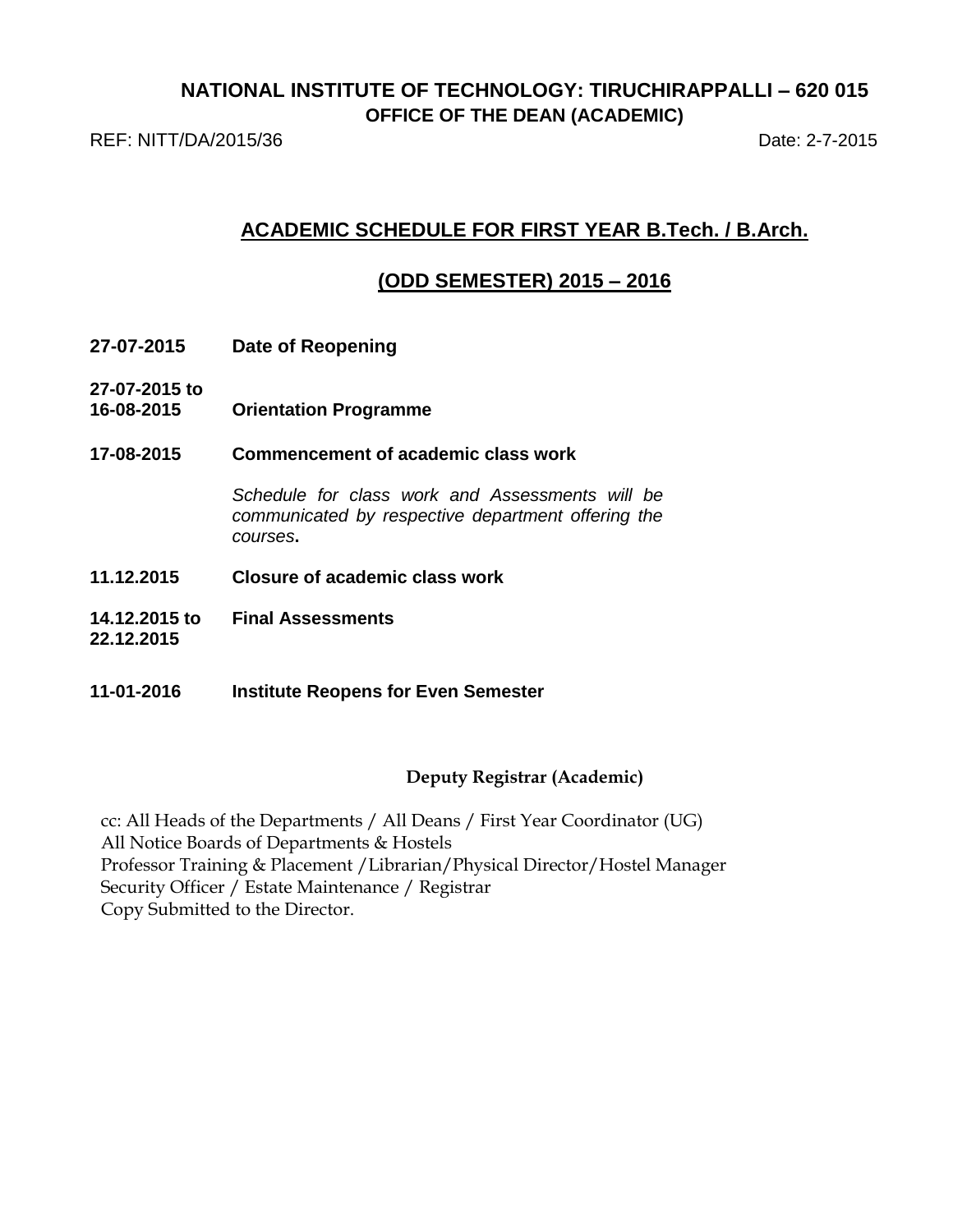**NATIONAL INSTITUTE OF TECHNOLOGY: TIRUCHIRAPPALLI – 620 015**
**OFFICE OF THE DEAN (ACADEMIC)**

REF: NITT/DA/2015/36 Date: 2-7-2015

## ACADEMIC SCHEDULE FOR FIRST YEAR B.Tech. / B.Arch.

## (ODD SEMESTER) 2015 – 2016

| | |
|---|---|
| **27-07-2015** | **Date of Reopening** |
| **27-07-2015 to 16-08-2015** | **Orientation Programme** |
| **17-08-2015** | **Commencement of academic class work** |
| | *Schedule for class work and Assessments will be communicated by respective department offering the courses*. |
| **11.12.2015** | **Closure of academic class work** |
| **14.12.2015 to 22.12.2015** | **Final Assessments** |
| **11-01-2016** | **Institute Reopens for Even Semester** |

**Deputy Registrar (Academic)**

cc: All Heads of the Departments / All Deans / First Year Coordinator (UG)
All Notice Boards of Departments & Hostels
Professor Training & Placement /Librarian/Physical Director/Hostel Manager
Security Officer / Estate Maintenance / Registrar
Copy Submitted to the Director.